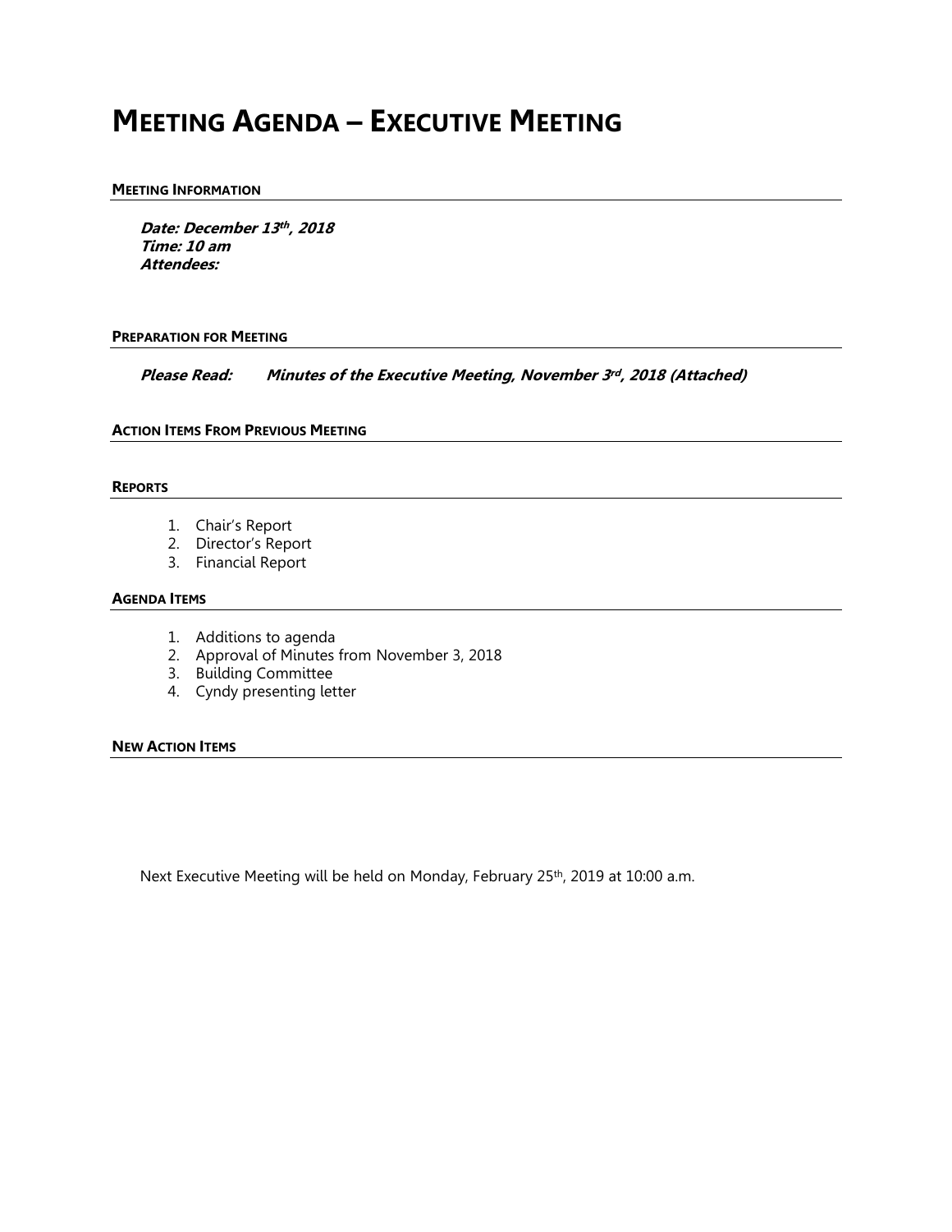# MEETING AGENDA – EXECUTIVE MEETING

## MEETING INFORMATION

***Date: December 13th, 2018***
***Time: 10 am***
***Attendees:***

## PREPARATION FOR MEETING

***Please Read:*** ***Minutes of the Executive Meeting, November 3rd, 2018 (Attached)***

## ACTION ITEMS FROM PREVIOUS MEETING

## REPORTS

1. Chair's Report
2. Director's Report
3. Financial Report

## AGENDA ITEMS

1. Additions to agenda
2. Approval of Minutes from November 3, 2018
3. Building Committee
4. Cyndy presenting letter

## NEW ACTION ITEMS

Next Executive Meeting will be held on Monday, February 25th, 2019 at 10:00 a.m.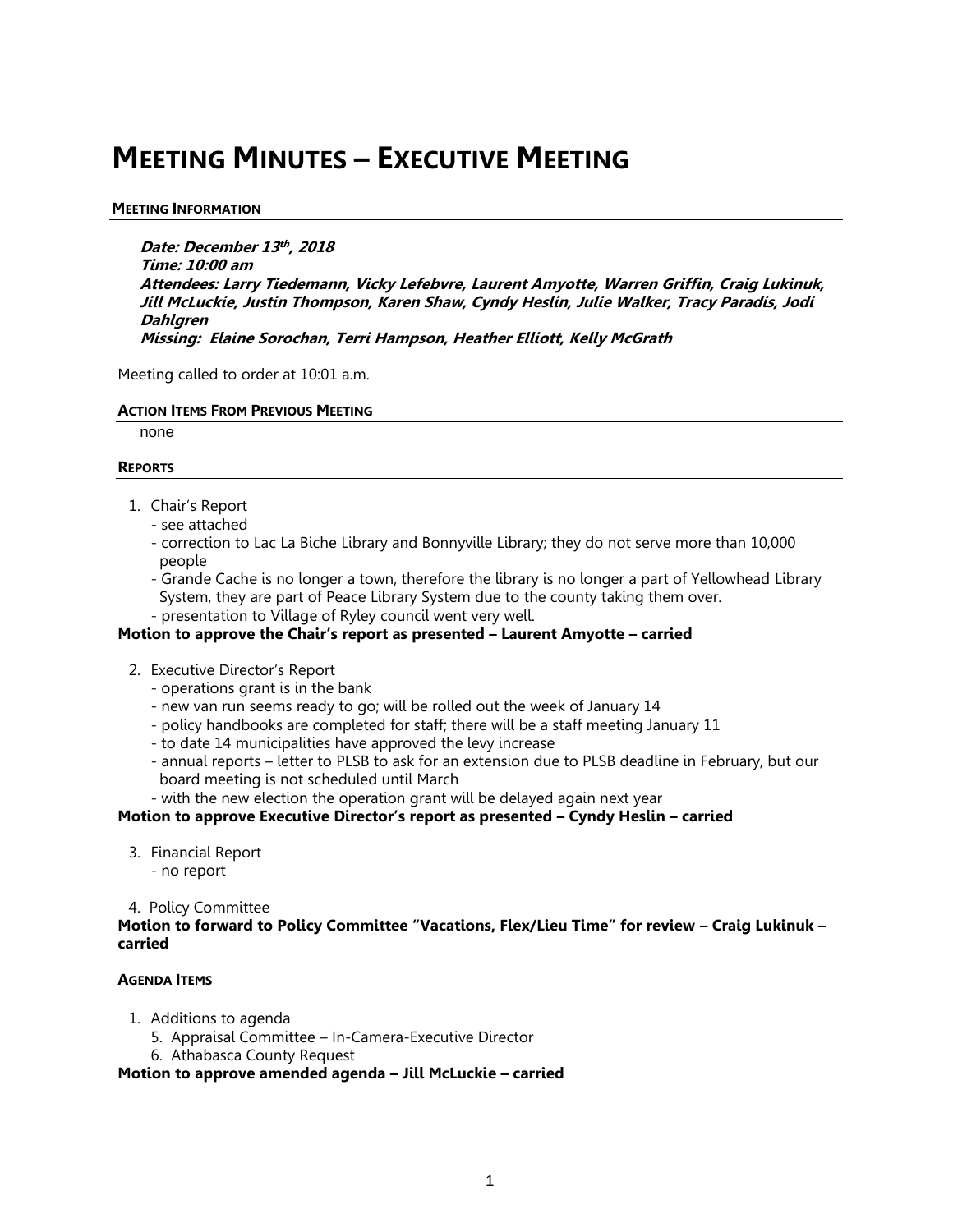# MEETING MINUTES – EXECUTIVE MEETING

#### MEETING INFORMATION

***Date: December 13th, 2018***
***Time: 10:00 am***
***Attendees: Larry Tiedemann, Vicky Lefebvre, Laurent Amyotte, Warren Griffin, Craig Lukinuk, Jill McLuckie, Justin Thompson, Karen Shaw, Cyndy Heslin, Julie Walker, Tracy Paradis, Jodi Dahlgren***
***Missing: Elaine Sorochan, Terri Hampson, Heather Elliott, Kelly McGrath***

Meeting called to order at 10:01 a.m.

#### ACTION ITEMS FROM PREVIOUS MEETING

none

#### REPORTS

1. Chair's Report
   - see attached
   - correction to Lac La Biche Library and Bonnyville Library; they do not serve more than 10,000 people
   - Grande Cache is no longer a town, therefore the library is no longer a part of Yellowhead Library System, they are part of Peace Library System due to the county taking them over.
   - presentation to Village of Ryley council went very well.

**Motion to approve the Chair's report as presented – Laurent Amyotte – carried**

2. Executive Director's Report
   - operations grant is in the bank
   - new van run seems ready to go; will be rolled out the week of January 14
   - policy handbooks are completed for staff; there will be a staff meeting January 11
   - to date 14 municipalities have approved the levy increase
   - annual reports – letter to PLSB to ask for an extension due to PLSB deadline in February, but our board meeting is not scheduled until March
   - with the new election the operation grant will be delayed again next year

**Motion to approve Executive Director's report as presented – Cyndy Heslin – carried**

3. Financial Report
   - no report

4. Policy Committee

**Motion to forward to Policy Committee "Vacations, Flex/Lieu Time" for review – Craig Lukinuk – carried**

#### AGENDA ITEMS

1. Additions to agenda
   5. Appraisal Committee – In-Camera-Executive Director
   6. Athabasca County Request

**Motion to approve amended agenda – Jill McLuckie – carried**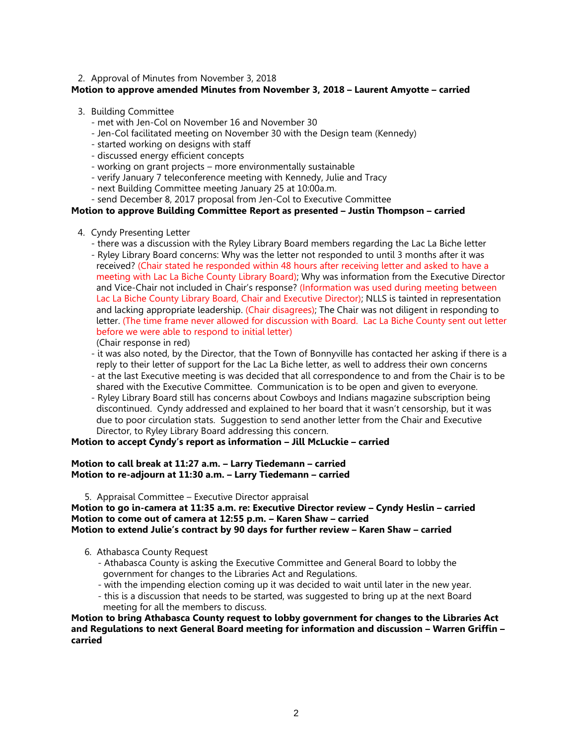2. Approval of Minutes from November 3, 2018

**Motion to approve amended Minutes from November 3, 2018 – Laurent Amyotte – carried**

3. Building Committee
   - met with Jen-Col on November 16 and November 30
   - Jen-Col facilitated meeting on November 30 with the Design team (Kennedy)
   - started working on designs with staff
   - discussed energy efficient concepts
   - working on grant projects – more environmentally sustainable
   - verify January 7 teleconference meeting with Kennedy, Julie and Tracy
   - next Building Committee meeting January 25 at 10:00a.m.
   - send December 8, 2017 proposal from Jen-Col to Executive Committee

**Motion to approve Building Committee Report as presented – Justin Thompson – carried**

4. Cyndy Presenting Letter
   - there was a discussion with the Ryley Library Board members regarding the Lac La Biche letter
   - Ryley Library Board concerns: Why was the letter not responded to until 3 months after it was received? (Chair stated he responded within 48 hours after receiving letter and asked to have a meeting with Lac La Biche County Library Board); Why was information from the Executive Director and Vice-Chair not included in Chair's response? (Information was used during meeting between Lac La Biche County Library Board, Chair and Executive Director); NLLS is tainted in representation and lacking appropriate leadership. (Chair disagrees); The Chair was not diligent in responding to letter. (The time frame never allowed for discussion with Board. Lac La Biche County sent out letter before we were able to respond to initial letter)
     (Chair response in red)
   - it was also noted, by the Director, that the Town of Bonnyville has contacted her asking if there is a reply to their letter of support for the Lac La Biche letter, as well to address their own concerns
   - at the last Executive meeting is was decided that all correspondence to and from the Chair is to be shared with the Executive Committee. Communication is to be open and given to everyone.
   - Ryley Library Board still has concerns about Cowboys and Indians magazine subscription being discontinued. Cyndy addressed and explained to her board that it wasn't censorship, but it was due to poor circulation stats. Suggestion to send another letter from the Chair and Executive Director, to Ryley Library Board addressing this concern.

**Motion to accept Cyndy's report as information – Jill McLuckie – carried**

**Motion to call break at 11:27 a.m. – Larry Tiedemann – carried**
**Motion to re-adjourn at 11:30 a.m. – Larry Tiedemann – carried**

5. Appraisal Committee – Executive Director appraisal

**Motion to go in-camera at 11:35 a.m. re: Executive Director review – Cyndy Heslin – carried**
**Motion to come out of camera at 12:55 p.m. – Karen Shaw – carried**
**Motion to extend Julie's contract by 90 days for further review – Karen Shaw – carried**

6. Athabasca County Request
   - Athabasca County is asking the Executive Committee and General Board to lobby the government for changes to the Libraries Act and Regulations.
   - with the impending election coming up it was decided to wait until later in the new year.
   - this is a discussion that needs to be started, was suggested to bring up at the next Board meeting for all the members to discuss.

**Motion to bring Athabasca County request to lobby government for changes to the Libraries Act and Regulations to next General Board meeting for information and discussion – Warren Griffin – carried**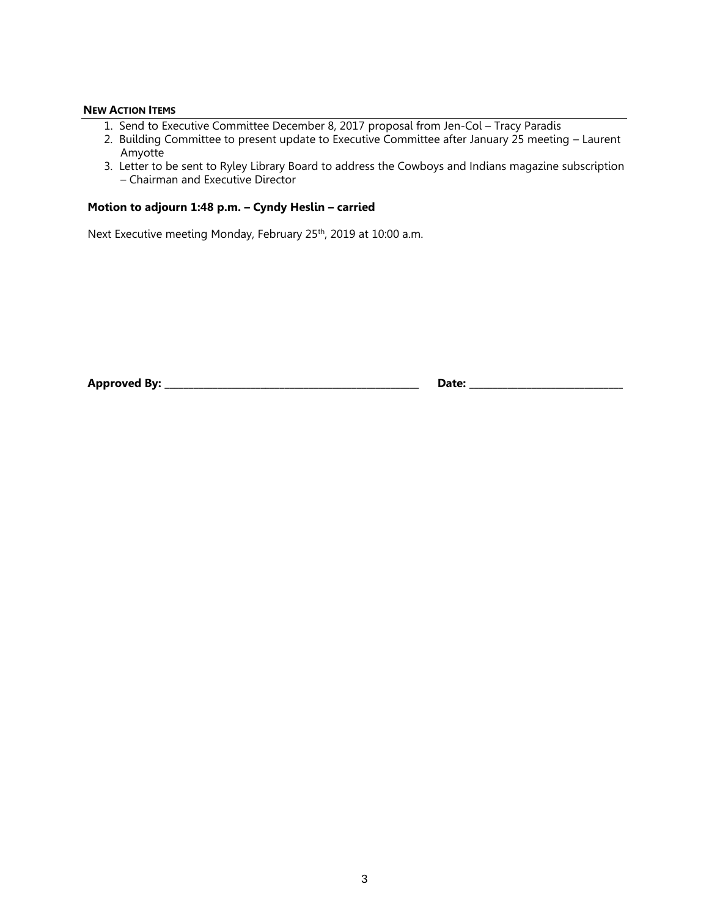**NEW ACTION ITEMS**

1. Send to Executive Committee December 8, 2017 proposal from Jen-Col – Tracy Paradis
2. Building Committee to present update to Executive Committee after January 25 meeting – Laurent Amyotte
3. Letter to be sent to Ryley Library Board to address the Cowboys and Indians magazine subscription – Chairman and Executive Director

**Motion to adjourn 1:48 p.m. – Cyndy Heslin – carried**

Next Executive meeting Monday, February 25th, 2019 at 10:00 a.m.

**Approved By:** ___________________________________ **Date:** ______________________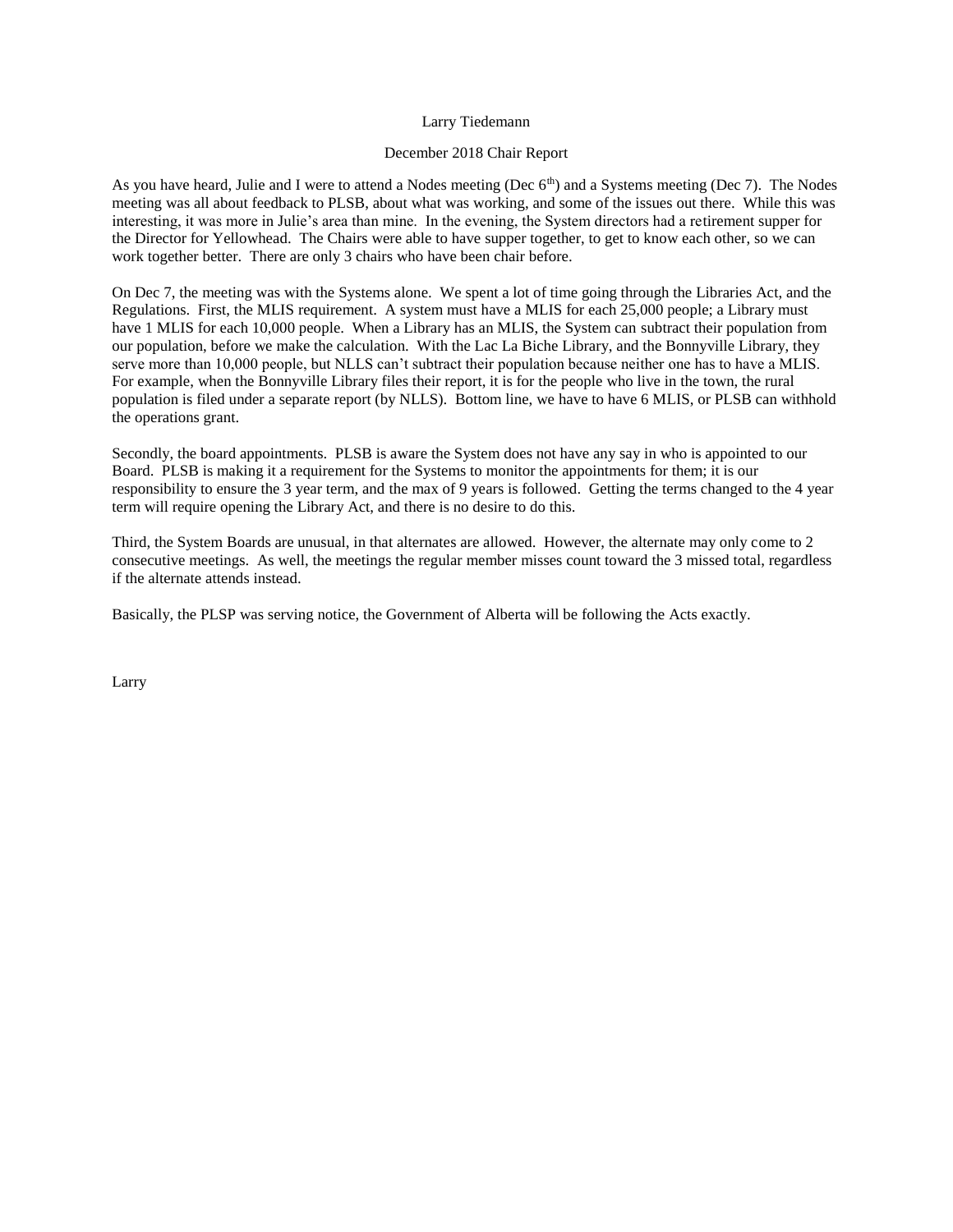Larry Tiedemann

December 2018 Chair Report

As you have heard, Julie and I were to attend a Nodes meeting (Dec 6th) and a Systems meeting (Dec 7). The Nodes meeting was all about feedback to PLSB, about what was working, and some of the issues out there. While this was interesting, it was more in Julie's area than mine. In the evening, the System directors had a retirement supper for the Director for Yellowhead. The Chairs were able to have supper together, to get to know each other, so we can work together better. There are only 3 chairs who have been chair before.

On Dec 7, the meeting was with the Systems alone. We spent a lot of time going through the Libraries Act, and the Regulations. First, the MLIS requirement. A system must have a MLIS for each 25,000 people; a Library must have 1 MLIS for each 10,000 people. When a Library has an MLIS, the System can subtract their population from our population, before we make the calculation. With the Lac La Biche Library, and the Bonnyville Library, they serve more than 10,000 people, but NLLS can't subtract their population because neither one has to have a MLIS. For example, when the Bonnyville Library files their report, it is for the people who live in the town, the rural population is filed under a separate report (by NLLS). Bottom line, we have to have 6 MLIS, or PLSB can withhold the operations grant.

Secondly, the board appointments. PLSB is aware the System does not have any say in who is appointed to our Board. PLSB is making it a requirement for the Systems to monitor the appointments for them; it is our responsibility to ensure the 3 year term, and the max of 9 years is followed. Getting the terms changed to the 4 year term will require opening the Library Act, and there is no desire to do this.

Third, the System Boards are unusual, in that alternates are allowed. However, the alternate may only come to 2 consecutive meetings. As well, the meetings the regular member misses count toward the 3 missed total, regardless if the alternate attends instead.

Basically, the PLSP was serving notice, the Government of Alberta will be following the Acts exactly.

Larry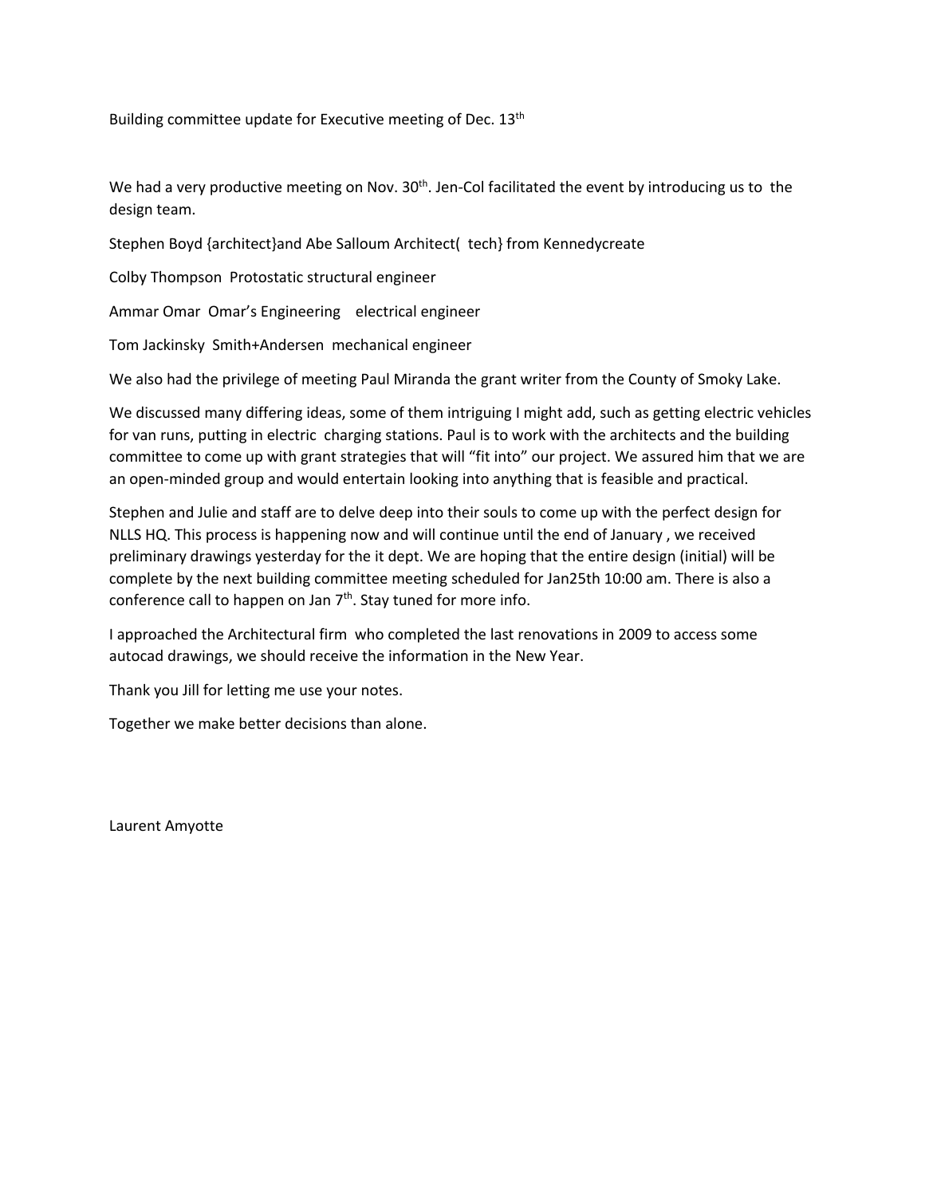Building committee update for Executive meeting of Dec. 13th

We had a very productive meeting on Nov. 30th. Jen-Col facilitated the event by introducing us to the design team.

Stephen Boyd {architect}and Abe Salloum Architect( tech} from Kennedycreate

Colby Thompson Protostatic structural engineer

Ammar Omar Omar's Engineering electrical engineer

Tom Jackinsky Smith+Andersen mechanical engineer

We also had the privilege of meeting Paul Miranda the grant writer from the County of Smoky Lake.

We discussed many differing ideas, some of them intriguing I might add, such as getting electric vehicles for van runs, putting in electric charging stations. Paul is to work with the architects and the building committee to come up with grant strategies that will "fit into" our project. We assured him that we are an open-minded group and would entertain looking into anything that is feasible and practical.

Stephen and Julie and staff are to delve deep into their souls to come up with the perfect design for NLLS HQ. This process is happening now and will continue until the end of January , we received preliminary drawings yesterday for the it dept. We are hoping that the entire design (initial) will be complete by the next building committee meeting scheduled for Jan25th 10:00 am. There is also a conference call to happen on Jan 7th. Stay tuned for more info.

I approached the Architectural firm who completed the last renovations in 2009 to access some autocad drawings, we should receive the information in the New Year.

Thank you Jill for letting me use your notes.

Together we make better decisions than alone.

Laurent Amyotte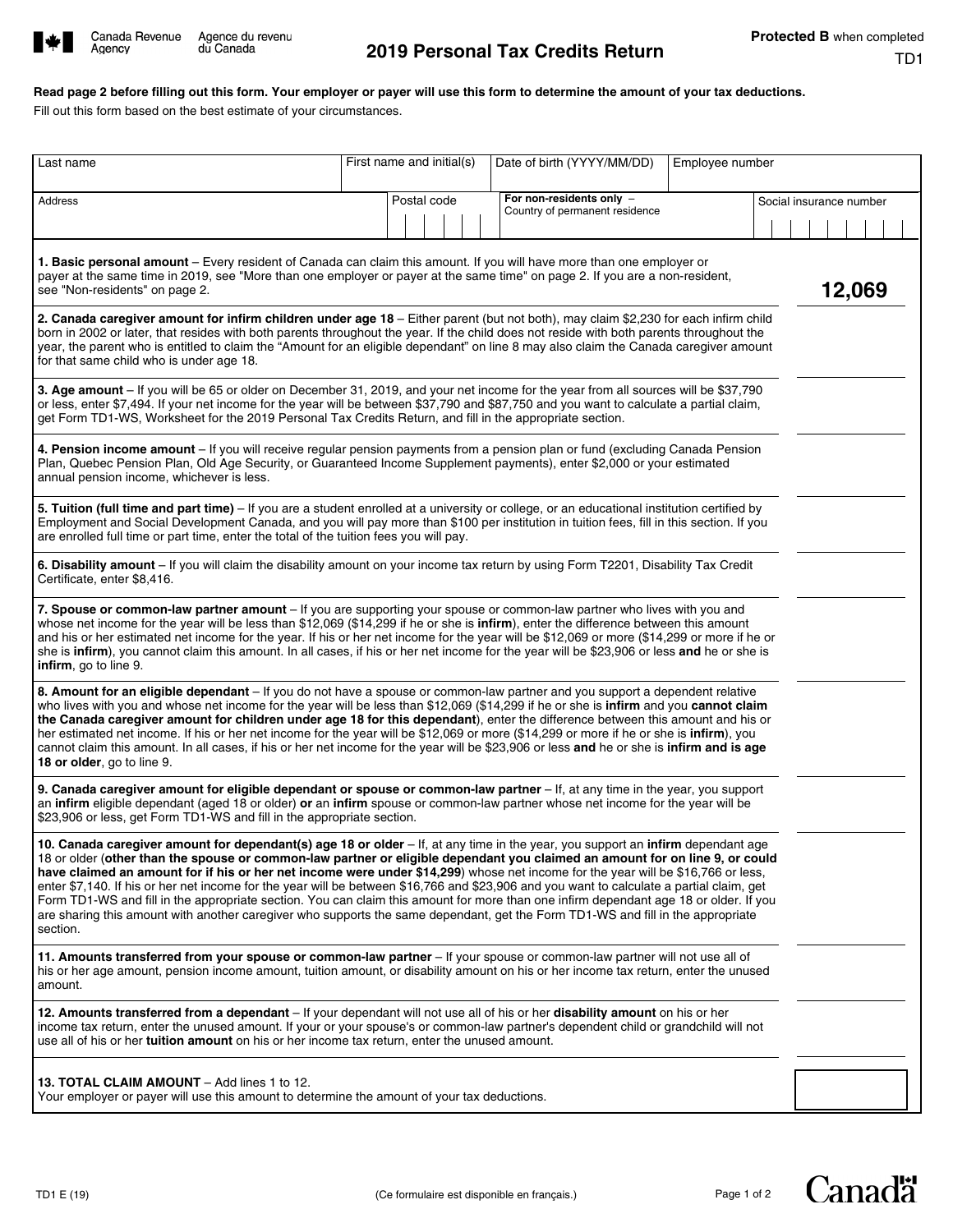Canada Revenue Agency / Agence du revenu du Canada

# 2019 Personal Tax Credits Return

**Protected B** when completed

TD1

**Read page 2 before filling out this form. Your employer or payer will use this form to determine the amount of your tax deductions.**

Fill out this form based on the best estimate of your circumstances.

| Last name | First name and initial(s) | Date of birth (YYYY/MM/DD) | Employee number |
|---|---|---|---|
| | | | |

| Address | Postal code | For non-residents only – Country of permanent residence | Social insurance number |
|---|---|---|---|
| | | | |

| | |
|---|---|
| **1. Basic personal amount** – Every resident of Canada can claim this amount. If you will have more than one employer or payer at the same time in 2019, see "More than one employer or payer at the same time" on page 2. If you are a non-resident, see "Non-residents" on page 2. | **12,069** |
| **2. Canada caregiver amount for infirm children under age 18** – Either parent (but not both), may claim $2,230 for each infirm child born in 2002 or later, that resides with both parents throughout the year. If the child does not reside with both parents throughout the year, the parent who is entitled to claim the "Amount for an eligible dependant" on line 8 may also claim the Canada caregiver amount for that same child who is under age 18. | |
| **3. Age amount** – If you will be 65 or older on December 31, 2019, and your net income for the year from all sources will be $37,790 or less, enter $7,494. If your net income for the year will be between $37,790 and $87,750 and you want to calculate a partial claim, get Form TD1-WS, Worksheet for the 2019 Personal Tax Credits Return, and fill in the appropriate section. | |
| **4. Pension income amount** – If you will receive regular pension payments from a pension plan or fund (excluding Canada Pension Plan, Quebec Pension Plan, Old Age Security, or Guaranteed Income Supplement payments), enter $2,000 or your estimated annual pension income, whichever is less. | |
| **5. Tuition (full time and part time)** – If you are a student enrolled at a university or college, or an educational institution certified by Employment and Social Development Canada, and you will pay more than $100 per institution in tuition fees, fill in this section. If you are enrolled full time or part time, enter the total of the tuition fees you will pay. | |
| **6. Disability amount** – If you will claim the disability amount on your income tax return by using Form T2201, Disability Tax Credit Certificate, enter $8,416. | |
| **7. Spouse or common-law partner amount** – If you are supporting your spouse or common-law partner who lives with you and whose net income for the year will be less than $12,069 ($14,299 if he or she is **infirm**), enter the difference between this amount and his or her estimated net income for the year. If his or her net income for the year will be $12,069 or more ($14,299 or more if he or she is **infirm**), you cannot claim this amount. In all cases, if his or her net income for the year will be $23,906 or less **and** he or she is **infirm**, go to line 9. | |
| **8. Amount for an eligible dependant** – If you do not have a spouse or common-law partner and you support a dependent relative who lives with you and whose net income for the year will be less than $12,069 ($14,299 if he or she is **infirm** and you **cannot claim the Canada caregiver amount for children under age 18 for this dependant**), enter the difference between this amount and his or her estimated net income. If his or her net income for the year will be $12,069 or more ($14,299 or more if he or she is **infirm**), you cannot claim this amount. In all cases, if his or her net income for the year will be $23,906 or less **and** he or she is **infirm and is age 18 or older**, go to line 9. | |
| **9. Canada caregiver amount for eligible dependant or spouse or common-law partner** – If, at any time in the year, you support an **infirm** eligible dependant (aged 18 or older) **or** an **infirm** spouse or common-law partner whose net income for the year will be $23,906 or less, get Form TD1-WS and fill in the appropriate section. | |
| **10. Canada caregiver amount for dependant(s) age 18 or older** – If, at any time in the year, you support an **infirm** dependant age 18 or older (**other than the spouse or common-law partner or eligible dependant you claimed an amount for on line 9, or could have claimed an amount for if his or her net income were under $14,299**) whose net income for the year will be $16,766 or less, enter $7,140. If his or her net income for the year will be between $16,766 and $23,906 and you want to calculate a partial claim, get Form TD1-WS and fill in the appropriate section. You can claim this amount for more than one infirm dependant age 18 or older. If you are sharing this amount with another caregiver who supports the same dependant, get the Form TD1-WS and fill in the appropriate section. | |
| **11. Amounts transferred from your spouse or common-law partner** – If your spouse or common-law partner will not use all of his or her age amount, pension income amount, tuition amount, or disability amount on his or her income tax return, enter the unused amount. | |
| **12. Amounts transferred from a dependant** – If your dependant will not use all of his or her **disability amount** on his or her income tax return, enter the unused amount. If your or your spouse's or common-law partner's dependent child or grandchild will not use all of his or her **tuition amount** on his or her income tax return, enter the unused amount. | |
| **13. TOTAL CLAIM AMOUNT** – Add lines 1 to 12. Your employer or payer will use this amount to determine the amount of your tax deductions. | |

TD1 E (19)

(Ce formulaire est disponible en français.)

Canada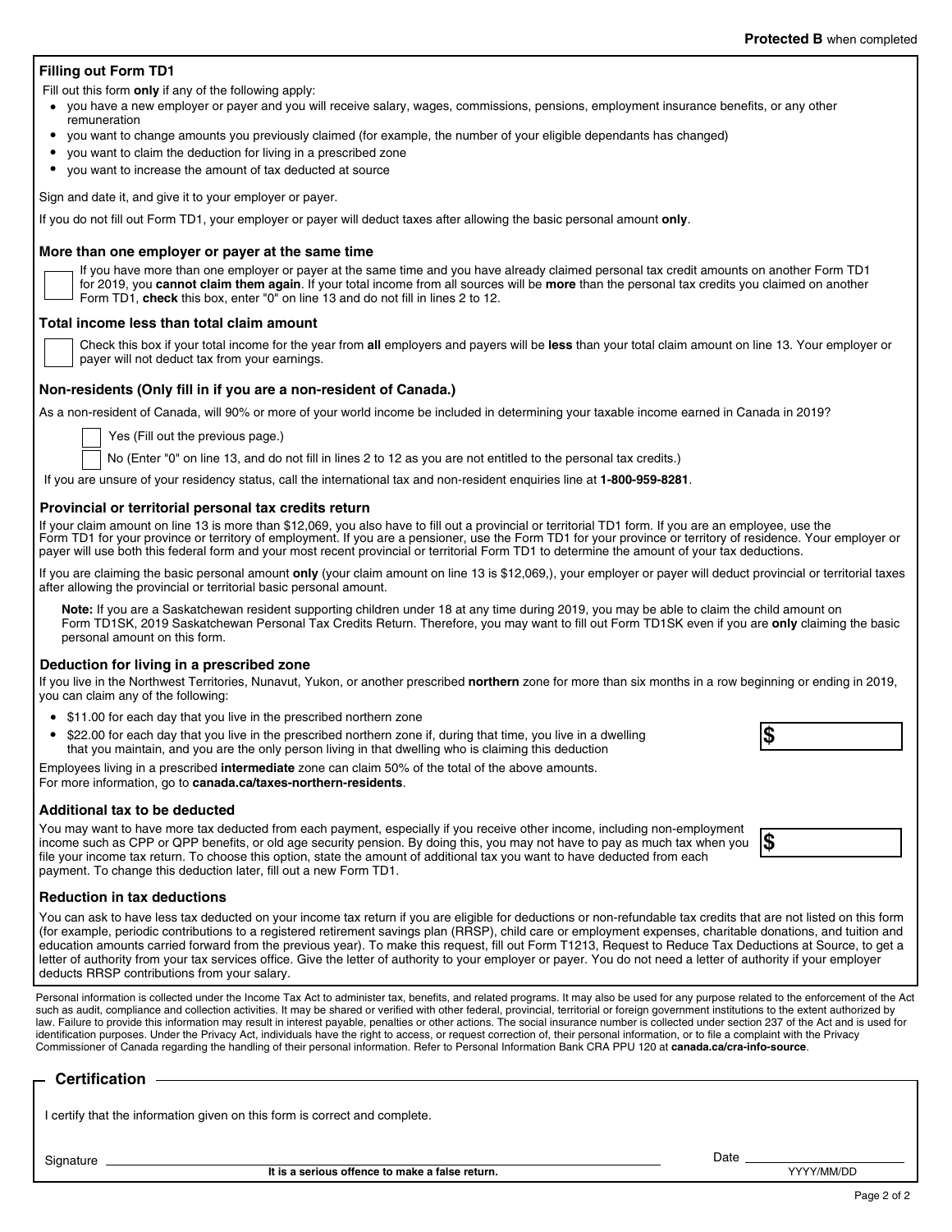Protected B when completed

## Filling out Form TD1

Fill out this form **only** if any of the following apply:

- you have a new employer or payer and you will receive salary, wages, commissions, pensions, employment insurance benefits, or any other remuneration
- you want to change amounts you previously claimed (for example, the number of your eligible dependants has changed)
- you want to claim the deduction for living in a prescribed zone
- you want to increase the amount of tax deducted at source

Sign and date it, and give it to your employer or payer.

If you do not fill out Form TD1, your employer or payer will deduct taxes after allowing the basic personal amount **only**.

### More than one employer or payer at the same time

☐ If you have more than one employer or payer at the same time and you have already claimed personal tax credit amounts on another Form TD1 for 2019, you **cannot claim them again**. If your total income from all sources will be **more** than the personal tax credits you claimed on another Form TD1, **check** this box, enter "0" on line 13 and do not fill in lines 2 to 12.

### Total income less than total claim amount

☐ Check this box if your total income for the year from **all** employers and payers will be **less** than your total claim amount on line 13. Your employer or payer will not deduct tax from your earnings.

### Non-residents (Only fill in if you are a non-resident of Canada.)

As a non-resident of Canada, will 90% or more of your world income be included in determining your taxable income earned in Canada in 2019?

☐ Yes (Fill out the previous page.)

☐ No (Enter "0" on line 13, and do not fill in lines 2 to 12 as you are not entitled to the personal tax credits.)

If you are unsure of your residency status, call the international tax and non-resident enquiries line at **1-800-959-8281**.

### Provincial or territorial personal tax credits return

If your claim amount on line 13 is more than $12,069, you also have to fill out a provincial or territorial TD1 form. If you are an employee, use the Form TD1 for your province or territory of employment. If you are a pensioner, use the Form TD1 for your province or territory of residence. Your employer or payer will use both this federal form and your most recent provincial or territorial Form TD1 to determine the amount of your tax deductions.

If you are claiming the basic personal amount **only** (your claim amount on line 13 is $12,069,), your employer or payer will deduct provincial or territorial taxes after allowing the provincial or territorial basic personal amount.

**Note:** If you are a Saskatchewan resident supporting children under 18 at any time during 2019, you may be able to claim the child amount on Form TD1SK, 2019 Saskatchewan Personal Tax Credits Return. Therefore, you may want to fill out Form TD1SK even if you are **only** claiming the basic personal amount on this form.

### Deduction for living in a prescribed zone

If you live in the Northwest Territories, Nunavut, Yukon, or another prescribed **northern** zone for more than six months in a row beginning or ending in 2019, you can claim any of the following:

- $11.00 for each day that you live in the prescribed northern zone
- $22.00 for each day that you live in the prescribed northern zone if, during that time, you live in a dwelling that you maintain, and you are the only person living in that dwelling who is claiming this deduction

$ ____________

Employees living in a prescribed **intermediate** zone can claim 50% of the total of the above amounts.
For more information, go to **canada.ca/taxes-northern-residents**.

### Additional tax to be deducted

You may want to have more tax deducted from each payment, especially if you receive other income, including non-employment income such as CPP or QPP benefits, or old age security pension. By doing this, you may not have to pay as much tax when you file your income tax return. To choose this option, state the amount of additional tax you want to have deducted from each payment. To change this deduction later, fill out a new Form TD1.

$ ____________

### Reduction in tax deductions

You can ask to have less tax deducted on your income tax return if you are eligible for deductions or non-refundable tax credits that are not listed on this form (for example, periodic contributions to a registered retirement savings plan (RRSP), child care or employment expenses, charitable donations, and tuition and education amounts carried forward from the previous year). To make this request, fill out Form T1213, Request to Reduce Tax Deductions at Source, to get a letter of authority from your tax services office. Give the letter of authority to your employer or payer. You do not need a letter of authority if your employer deducts RRSP contributions from your salary.

Personal information is collected under the Income Tax Act to administer tax, benefits, and related programs. It may also be used for any purpose related to the enforcement of the Act such as audit, compliance and collection activities. It may be shared or verified with other federal, provincial, territorial or foreign government institutions to the extent authorized by law. Failure to provide this information may result in interest payable, penalties or other actions. The social insurance number is collected under section 237 of the Act and is used for identification purposes. Under the Privacy Act, individuals have the right to access, or request correction of, their personal information, or to file a complaint with the Privacy Commissioner of Canada regarding the handling of their personal information. Refer to Personal Information Bank CRA PPU 120 at **canada.ca/cra-info-source**.

## Certification

I certify that the information given on this form is correct and complete.

Signature ______________________________ Date ____________ (YYYY/MM/DD)

**It is a serious offence to make a false return.**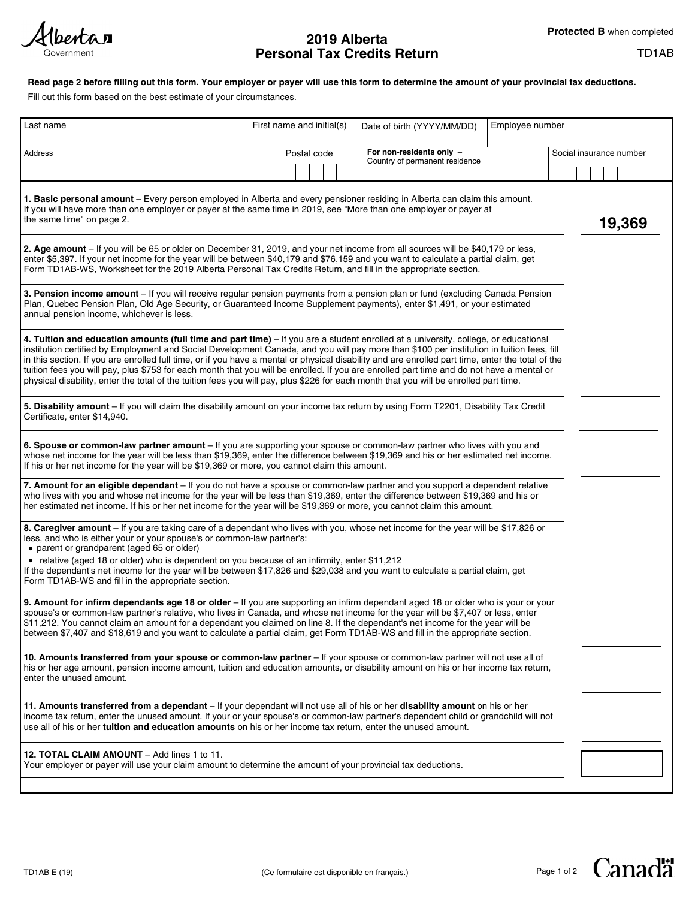**Protected B** when completed

TD1AB

# 2019 Alberta Personal Tax Credits Return

**Read page 2 before filling out this form. Your employer or payer will use this form to determine the amount of your provincial tax deductions.**

Fill out this form based on the best estimate of your circumstances.

| Last name | First name and initial(s) | Date of birth (YYYY/MM/DD) | Employee number |
|---|---|---|---|
| | | | |

| Address | Postal code | For non-residents only – Country of permanent residence | Social insurance number |
|---|---|---|---|
| | | | |

| | Amount |
|---|---|
| **1. Basic personal amount** – Every person employed in Alberta and every pensioner residing in Alberta can claim this amount. If you will have more than one employer or payer at the same time in 2019, see "More than one employer or payer at the same time" on page 2. | **19,369** |
| **2. Age amount** – If you will be 65 or older on December 31, 2019, and your net income from all sources will be $40,179 or less, enter $5,397. If your net income for the year will be between $40,179 and $76,159 and you want to calculate a partial claim, get Form TD1AB-WS, Worksheet for the 2019 Alberta Personal Tax Credits Return, and fill in the appropriate section. | |
| **3. Pension income amount** – If you will receive regular pension payments from a pension plan or fund (excluding Canada Pension Plan, Quebec Pension Plan, Old Age Security, or Guaranteed Income Supplement payments), enter $1,491, or your estimated annual pension income, whichever is less. | |
| **4. Tuition and education amounts (full time and part time)** – If you are a student enrolled at a university, college, or educational institution certified by Employment and Social Development Canada, and you will pay more than $100 per institution in tuition fees, fill in this section. If you are enrolled full time, or if you have a mental or physical disability and are enrolled part time, enter the total of the tuition fees you will pay, plus $753 for each month that you will be enrolled. If you are enrolled part time and do not have a mental or physical disability, enter the total of the tuition fees you will pay, plus $226 for each month that you will be enrolled part time. | |
| **5. Disability amount** – If you will claim the disability amount on your income tax return by using Form T2201, Disability Tax Credit Certificate, enter $14,940. | |
| **6. Spouse or common-law partner amount** – If you are supporting your spouse or common-law partner who lives with you and whose net income for the year will be less than $19,369, enter the difference between $19,369 and his or her estimated net income. If his or her net income for the year will be $19,369 or more, you cannot claim this amount. | |
| **7. Amount for an eligible dependant** – If you do not have a spouse or common-law partner and you support a dependent relative who lives with you and whose net income for the year will be less than $19,369, enter the difference between $19,369 and his or her estimated net income. If his or her net income for the year will be $19,369 or more, you cannot claim this amount. | |
| **8. Caregiver amount** – If you are taking care of a dependant who lives with you, whose net income for the year will be $17,826 or less, and who is either your or your spouse's or common-law partner's:<br>• parent or grandparent (aged 65 or older)<br>• relative (aged 18 or older) who is dependent on you because of an infirmity, enter $11,212<br>If the dependant's net income for the year will be between $17,826 and $29,038 and you want to calculate a partial claim, get Form TD1AB-WS and fill in the appropriate section. | |
| **9. Amount for infirm dependants age 18 or older** – If you are supporting an infirm dependant aged 18 or older who is your or your spouse's or common-law partner's relative, who lives in Canada, and whose net income for the year will be $7,407 or less, enter $11,212. You cannot claim an amount for a dependant you claimed on line 8. If the dependant's net income for the year will be between $7,407 and $18,619 and you want to calculate a partial claim, get Form TD1AB-WS and fill in the appropriate section. | |
| **10. Amounts transferred from your spouse or common-law partner** – If your spouse or common-law partner will not use all of his or her age amount, pension income amount, tuition and education amounts, or disability amount on his or her income tax return, enter the unused amount. | |
| **11. Amounts transferred from a dependant** – If your dependant will not use all of his or her **disability amount** on his or her income tax return, enter the unused amount. If your or your spouse's or common-law partner's dependent child or grandchild will not use all of his or her **tuition and education amounts** on his or her income tax return, enter the unused amount. | |
| **12. TOTAL CLAIM AMOUNT** – Add lines 1 to 11.<br>Your employer or payer will use your claim amount to determine the amount of your provincial tax deductions. | |

TD1AB E (19)

(Ce formulaire est disponible en français.)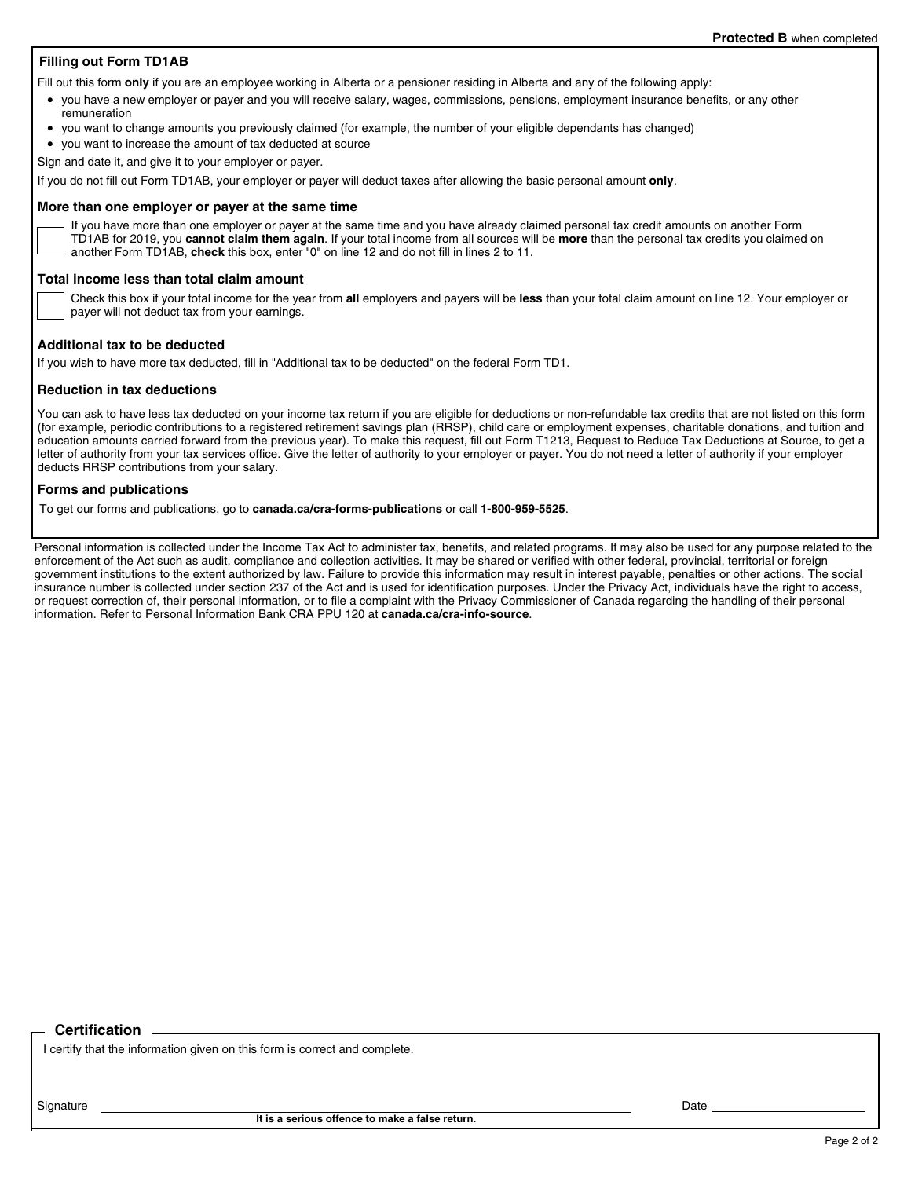Protected B when completed

## Filling out Form TD1AB

Fill out this form **only** if you are an employee working in Alberta or a pensioner residing in Alberta and any of the following apply:

- you have a new employer or payer and you will receive salary, wages, commissions, pensions, employment insurance benefits, or any other remuneration
- you want to change amounts you previously claimed (for example, the number of your eligible dependants has changed)
- you want to increase the amount of tax deducted at source

Sign and date it, and give it to your employer or payer.

If you do not fill out Form TD1AB, your employer or payer will deduct taxes after allowing the basic personal amount **only**.

### More than one employer or payer at the same time

☐ If you have more than one employer or payer at the same time and you have already claimed personal tax credit amounts on another Form TD1AB for 2019, you **cannot claim them again**. If your total income from all sources will be **more** than the personal tax credits you claimed on another Form TD1AB, **check** this box, enter "0" on line 12 and do not fill in lines 2 to 11.

### Total income less than total claim amount

☐ Check this box if your total income for the year from **all** employers and payers will be **less** than your total claim amount on line 12. Your employer or payer will not deduct tax from your earnings.

### Additional tax to be deducted

If you wish to have more tax deducted, fill in "Additional tax to be deducted" on the federal Form TD1.

### Reduction in tax deductions

You can ask to have less tax deducted on your income tax return if you are eligible for deductions or non-refundable tax credits that are not listed on this form (for example, periodic contributions to a registered retirement savings plan (RRSP), child care or employment expenses, charitable donations, and tuition and education amounts carried forward from the previous year). To make this request, fill out Form T1213, Request to Reduce Tax Deductions at Source, to get a letter of authority from your tax services office. Give the letter of authority to your employer or payer. You do not need a letter of authority if your employer deducts RRSP contributions from your salary.

### Forms and publications

To get our forms and publications, go to **canada.ca/cra-forms-publications** or call **1-800-959-5525**.

Personal information is collected under the Income Tax Act to administer tax, benefits, and related programs. It may also be used for any purpose related to the enforcement of the Act such as audit, compliance and collection activities. It may be shared or verified with other federal, provincial, territorial or foreign government institutions to the extent authorized by law. Failure to provide this information may result in interest payable, penalties or other actions. The social insurance number is collected under section 237 of the Act and is used for identification purposes. Under the Privacy Act, individuals have the right to access, or request correction of, their personal information, or to file a complaint with the Privacy Commissioner of Canada regarding the handling of their personal information. Refer to Personal Information Bank CRA PPU 120 at **canada.ca/cra-info-source**.

### Certification

I certify that the information given on this form is correct and complete.

Signature ______________________________ Date ______________

**It is a serious offence to make a false return.**